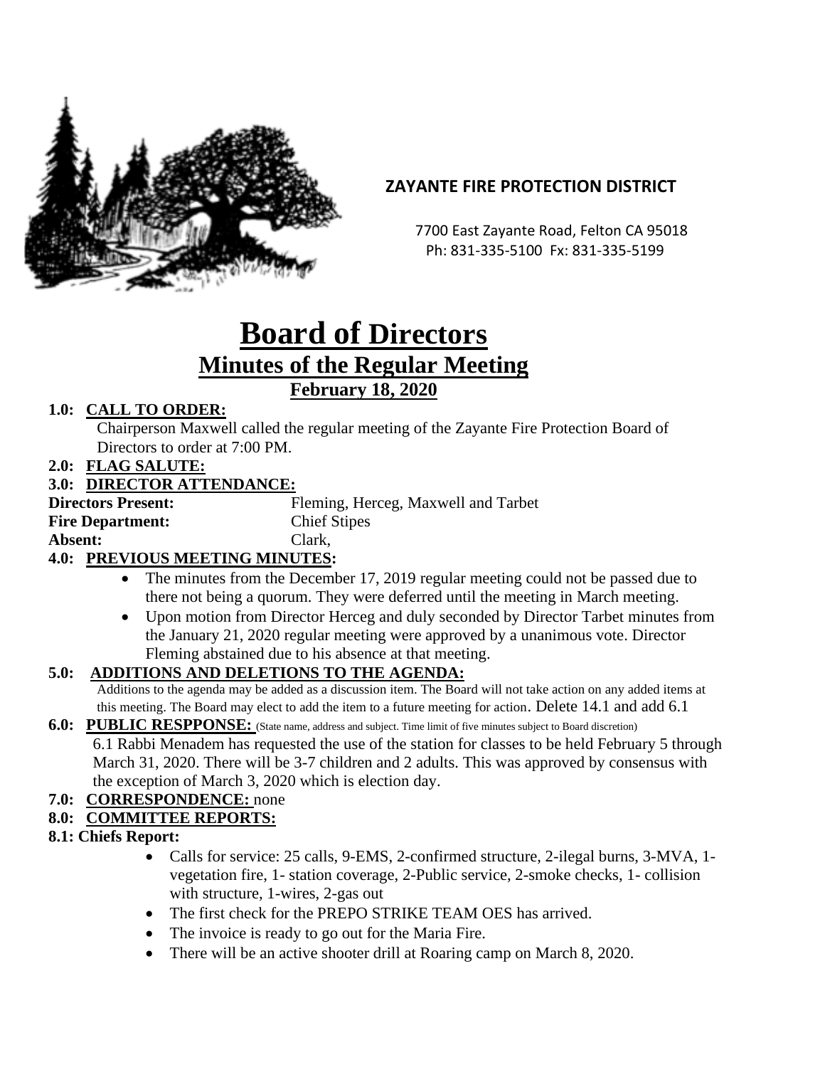**ZAYANTE FIRE PROTECTION DISTRICT**

7700 East Zayante Road, Felton CA 95018
Ph: 831-335-5100 Fx: 831-335-5199

# Board of Directors

## Minutes of the Regular Meeting

### February 18, 2020

**1.0: CALL TO ORDER:**

Chairperson Maxwell called the regular meeting of the Zayante Fire Protection Board of Directors to order at 7:00 PM.

**2.0: FLAG SALUTE:**

**3.0: DIRECTOR ATTENDANCE:**

**Directors Present:** Fleming, Herceg, Maxwell and Tarbet
**Fire Department:** Chief Stipes
**Absent:** Clark,

**4.0: PREVIOUS MEETING MINUTES:**

- The minutes from the December 17, 2019 regular meeting could not be passed due to there not being a quorum. They were deferred until the meeting in March meeting.
- Upon motion from Director Herceg and duly seconded by Director Tarbet minutes from the January 21, 2020 regular meeting were approved by a unanimous vote. Director Fleming abstained due to his absence at that meeting.

**5.0: ADDITIONS AND DELETIONS TO THE AGENDA:**

Additions to the agenda may be added as a discussion item. The Board will not take action on any added items at this meeting. The Board may elect to add the item to a future meeting for action. Delete 14.1 and add 6.1

**6.0: PUBLIC RESPPONSE:** (State name, address and subject. Time limit of five minutes subject to Board discretion)

6.1 Rabbi Menadem has requested the use of the station for classes to be held February 5 through March 31, 2020. There will be 3-7 children and 2 adults. This was approved by consensus with the exception of March 3, 2020 which is election day.

**7.0: CORRESPONDENCE:** none

**8.0: COMMITTEE REPORTS:**

**8.1: Chiefs Report:**

- Calls for service: 25 calls, 9-EMS, 2-confirmed structure, 2-ilegal burns, 3-MVA, 1-vegetation fire, 1- station coverage, 2-Public service, 2-smoke checks, 1- collision with structure, 1-wires, 2-gas out
- The first check for the PREPO STRIKE TEAM OES has arrived.
- The invoice is ready to go out for the Maria Fire.
- There will be an active shooter drill at Roaring camp on March 8, 2020.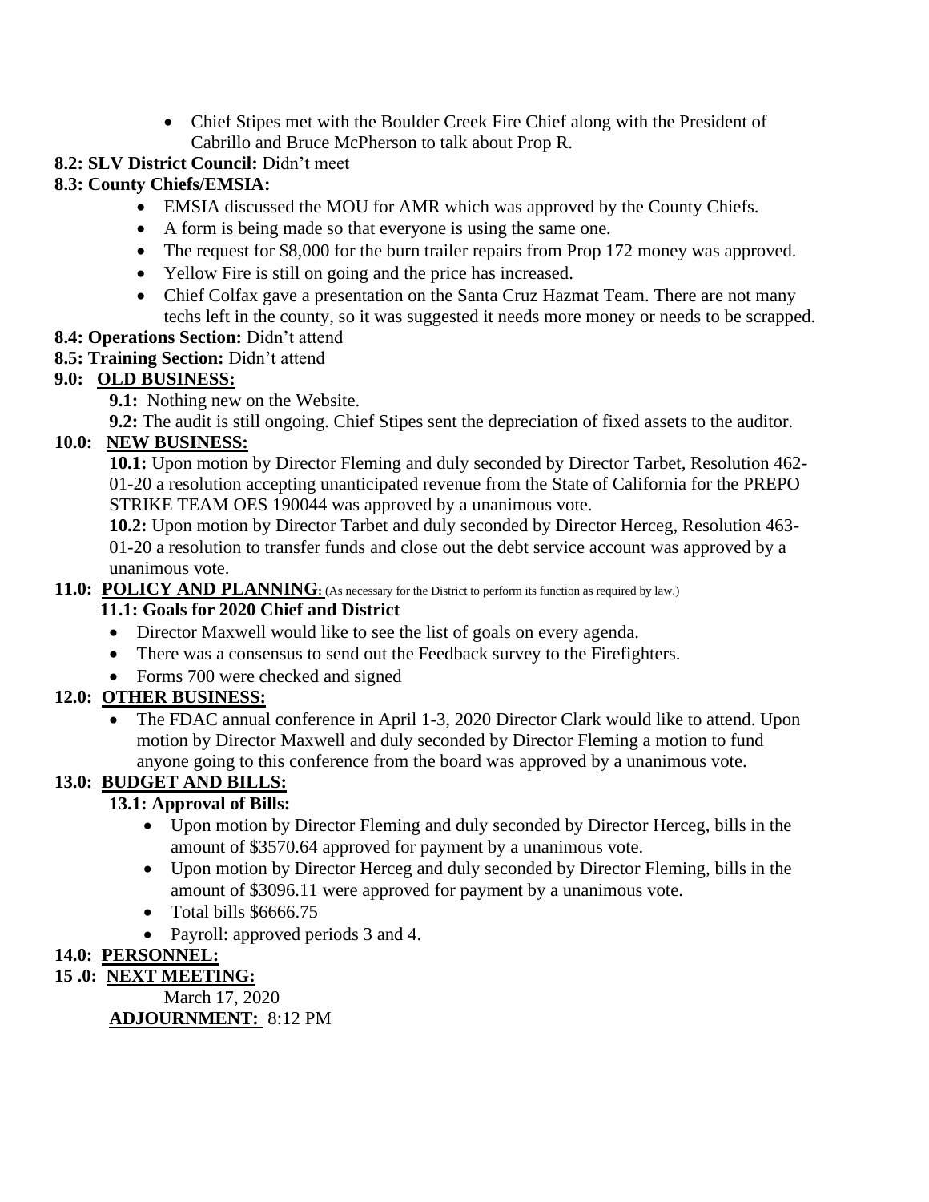- Chief Stipes met with the Boulder Creek Fire Chief along with the President of Cabrillo and Bruce McPherson to talk about Prop R.

**8.2: SLV District Council:** Didn't meet

**8.3: County Chiefs/EMSIA:**

- EMSIA discussed the MOU for AMR which was approved by the County Chiefs.
- A form is being made so that everyone is using the same one.
- The request for $8,000 for the burn trailer repairs from Prop 172 money was approved.
- Yellow Fire is still on going and the price has increased.
- Chief Colfax gave a presentation on the Santa Cruz Hazmat Team. There are not many techs left in the county, so it was suggested it needs more money or needs to be scrapped.

**8.4: Operations Section:** Didn't attend

**8.5: Training Section:** Didn't attend

## 9.0: OLD BUSINESS:

**9.1:** Nothing new on the Website.

**9.2:** The audit is still ongoing. Chief Stipes sent the depreciation of fixed assets to the auditor.

## 10.0: NEW BUSINESS:

**10.1:** Upon motion by Director Fleming and duly seconded by Director Tarbet, Resolution 462-01-20 a resolution accepting unanticipated revenue from the State of California for the PREPO STRIKE TEAM OES 190044 was approved by a unanimous vote.

**10.2:** Upon motion by Director Tarbet and duly seconded by Director Herceg, Resolution 463-01-20 a resolution to transfer funds and close out the debt service account was approved by a unanimous vote.

## 11.0: POLICY AND PLANNING: (As necessary for the District to perform its function as required by law.)

**11.1: Goals for 2020 Chief and District**

- Director Maxwell would like to see the list of goals on every agenda.
- There was a consensus to send out the Feedback survey to the Firefighters.
- Forms 700 were checked and signed

## 12.0: OTHER BUSINESS:

- The FDAC annual conference in April 1-3, 2020 Director Clark would like to attend. Upon motion by Director Maxwell and duly seconded by Director Fleming a motion to fund anyone going to this conference from the board was approved by a unanimous vote.

## 13.0: BUDGET AND BILLS:

**13.1: Approval of Bills:**

- Upon motion by Director Fleming and duly seconded by Director Herceg, bills in the amount of $3570.64 approved for payment by a unanimous vote.
- Upon motion by Director Herceg and duly seconded by Director Fleming, bills in the amount of $3096.11 were approved for payment by a unanimous vote.
- Total bills $6666.75
- Payroll: approved periods 3 and 4.

## 14.0: PERSONNEL:

## 15 .0: NEXT MEETING:

March 17, 2020

**ADJOURNMENT:** 8:12 PM